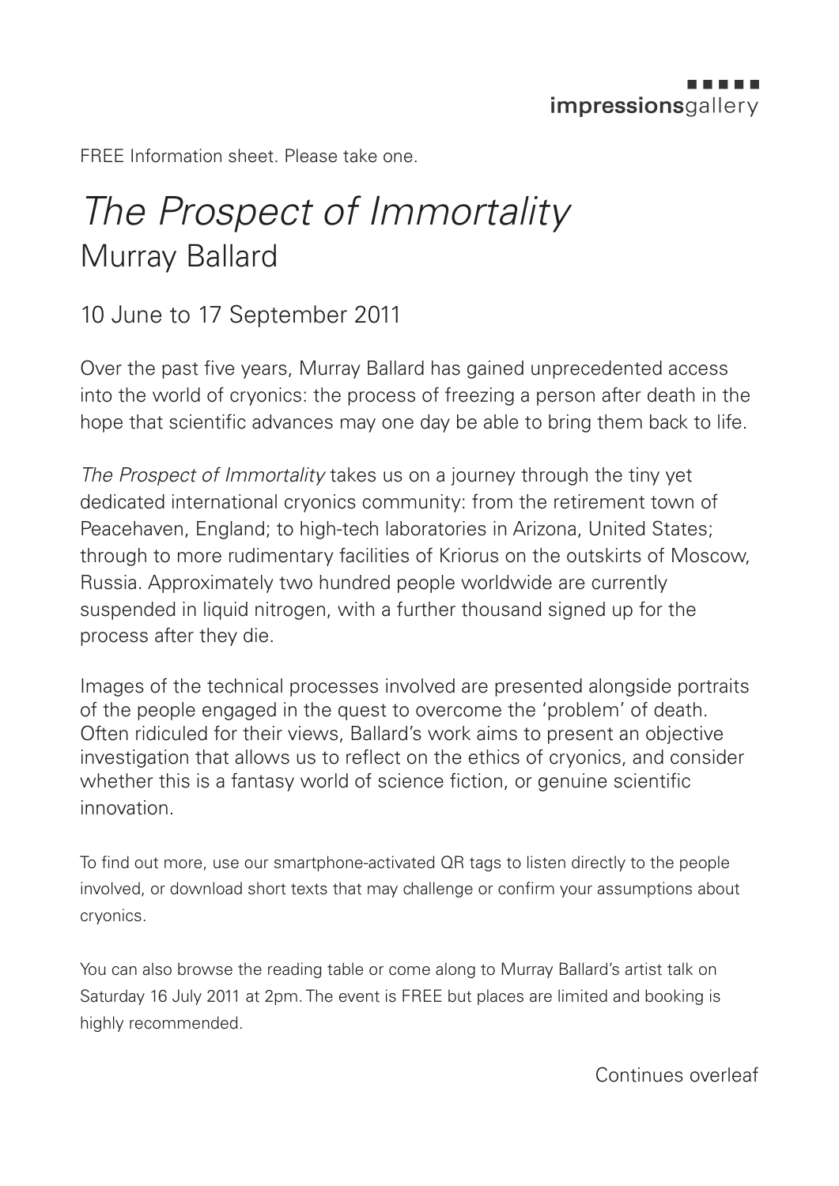impressionsgallery

FREE Information sheet. Please take one.

# *The Prospect of Immortality*

## Murray Ballard

10 June to 17 September 2011

Over the past five years, Murray Ballard has gained unprecedented access into the world of cryonics: the process of freezing a person after death in the hope that scientific advances may one day be able to bring them back to life.

*The Prospect of Immortality* takes us on a journey through the tiny yet dedicated international cryonics community: from the retirement town of Peacehaven, England; to high-tech laboratories in Arizona, United States; through to more rudimentary facilities of Kriorus on the outskirts of Moscow, Russia. Approximately two hundred people worldwide are currently suspended in liquid nitrogen, with a further thousand signed up for the process after they die.

Images of the technical processes involved are presented alongside portraits of the people engaged in the quest to overcome the 'problem' of death. Often ridiculed for their views, Ballard's work aims to present an objective investigation that allows us to reflect on the ethics of cryonics, and consider whether this is a fantasy world of science fiction, or genuine scientific innovation.

To find out more, use our smartphone-activated QR tags to listen directly to the people involved, or download short texts that may challenge or confirm your assumptions about cryonics.

You can also browse the reading table or come along to Murray Ballard's artist talk on Saturday 16 July 2011 at 2pm. The event is FREE but places are limited and booking is highly recommended.

Continues overleaf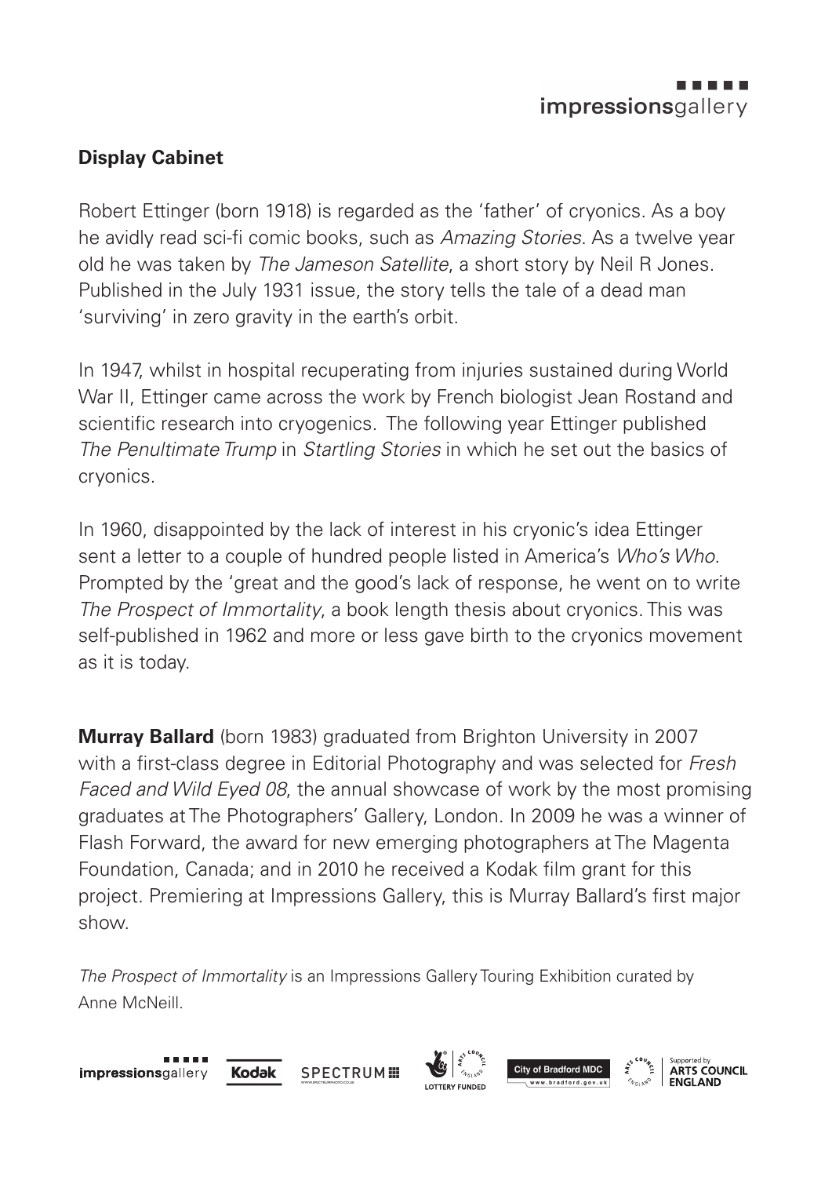## Display Cabinet

Robert Ettinger (born 1918) is regarded as the 'father' of cryonics. As a boy he avidly read sci-fi comic books, such as *Amazing Stories*. As a twelve year old he was taken by *The Jameson Satellite*, a short story by Neil R Jones. Published in the July 1931 issue, the story tells the tale of a dead man 'surviving' in zero gravity in the earth's orbit.

In 1947, whilst in hospital recuperating from injuries sustained during World War II, Ettinger came across the work by French biologist Jean Rostand and scientific research into cryogenics. The following year Ettinger published *The Penultimate Trump* in *Startling Stories* in which he set out the basics of cryonics.

In 1960, disappointed by the lack of interest in his cryonic's idea Ettinger sent a letter to a couple of hundred people listed in America's *Who's Who*. Prompted by the 'great and the good's lack of response, he went on to write *The Prospect of Immortality*, a book length thesis about cryonics. This was self-published in 1962 and more or less gave birth to the cryonics movement as it is today.

**Murray Ballard** (born 1983) graduated from Brighton University in 2007 with a first-class degree in Editorial Photography and was selected for *Fresh Faced and Wild Eyed 08*, the annual showcase of work by the most promising graduates at The Photographers' Gallery, London. In 2009 he was a winner of Flash Forward, the award for new emerging photographers at The Magenta Foundation, Canada; and in 2010 he received a Kodak film grant for this project. Premiering at Impressions Gallery, this is Murray Ballard's first major show.

*The Prospect of Immortality* is an Impressions Gallery Touring Exhibition curated by Anne McNeill.

impressionsgallery | Kodak | SPECTRUM | LOTTERY FUNDED | City of Bradford MDC www.bradford.gov.uk | Supported by ARTS COUNCIL ENGLAND